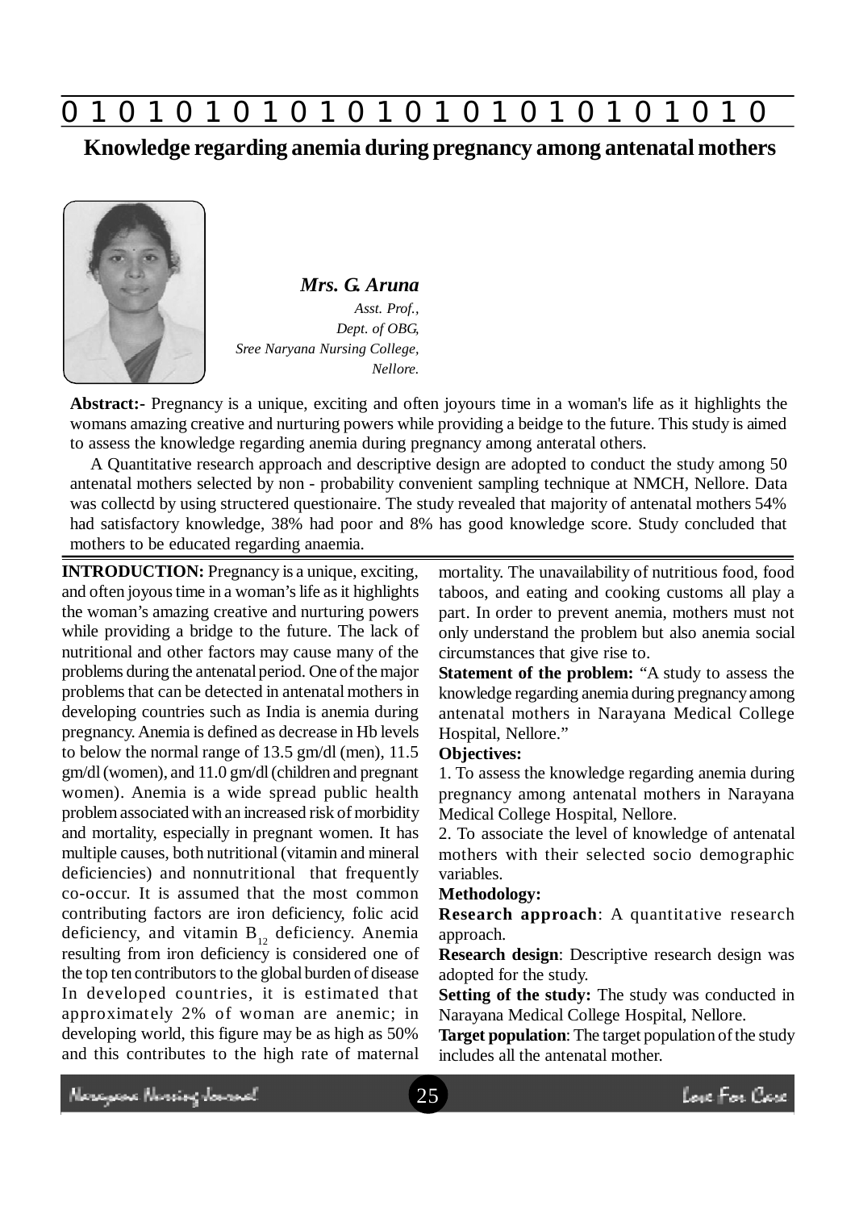# Knowledge regarding anemia during pregnancy among antenatal mothers

***Mrs. G. Aruna***

*Asst. Prof.,*
*Dept. of OBG,*
*Sree Naryana Nursing College,*
*Nellore.*

**Abstract:-** Pregnancy is a unique, exciting and often joyours time in a woman's life as it highlights the womans amazing creative and nurturing powers while providing a beidge to the future. This study is aimed to assess the knowledge regarding anemia during pregnancy among anteratal others.

A Quantitative research approach and descriptive design are adopted to conduct the study among 50 antenatal mothers selected by non - probability convenient sampling technique at NMCH, Nellore. Data was collectd by using structered questionaire. The study revealed that majority of antenatal mothers 54% had satisfactory knowledge, 38% had poor and 8% has good knowledge score. Study concluded that mothers to be educated regarding anaemia.

**INTRODUCTION:** Pregnancy is a unique, exciting, and often joyous time in a woman's life as it highlights the woman's amazing creative and nurturing powers while providing a bridge to the future. The lack of nutritional and other factors may cause many of the problems during the antenatal period. One of the major problems that can be detected in antenatal mothers in developing countries such as India is anemia during pregnancy. Anemia is defined as decrease in Hb levels to below the normal range of 13.5 gm/dl (men), 11.5 gm/dl (women), and 11.0 gm/dl (children and pregnant women). Anemia is a wide spread public health problem associated with an increased risk of morbidity and mortality, especially in pregnant women. It has multiple causes, both nutritional (vitamin and mineral deficiencies) and nonnutritional that frequently co-occur. It is assumed that the most common contributing factors are iron deficiency, folic acid deficiency, and vitamin $B_{12}$ deficiency. Anemia resulting from iron deficiency is considered one of the top ten contributors to the global burden of disease In developed countries, it is estimated that approximately 2% of woman are anemic; in developing world, this figure may be as high as 50% and this contributes to the high rate of maternal mortality. The unavailability of nutritious food, food taboos, and eating and cooking customs all play a part. In order to prevent anemia, mothers must not only understand the problem but also anemia social circumstances that give rise to.

**Statement of the problem:** "A study to assess the knowledge regarding anemia during pregnancy among antenatal mothers in Narayana Medical College Hospital, Nellore."

**Objectives:**

1. To assess the knowledge regarding anemia during pregnancy among antenatal mothers in Narayana Medical College Hospital, Nellore.
2. To associate the level of knowledge of antenatal mothers with their selected socio demographic variables.

**Methodology:**

**Research approach**: A quantitative research approach.

**Research design**: Descriptive research design was adopted for the study.

**Setting of the study:** The study was conducted in Narayana Medical College Hospital, Nellore.

**Target population**: The target population of the study includes all the antenatal mother.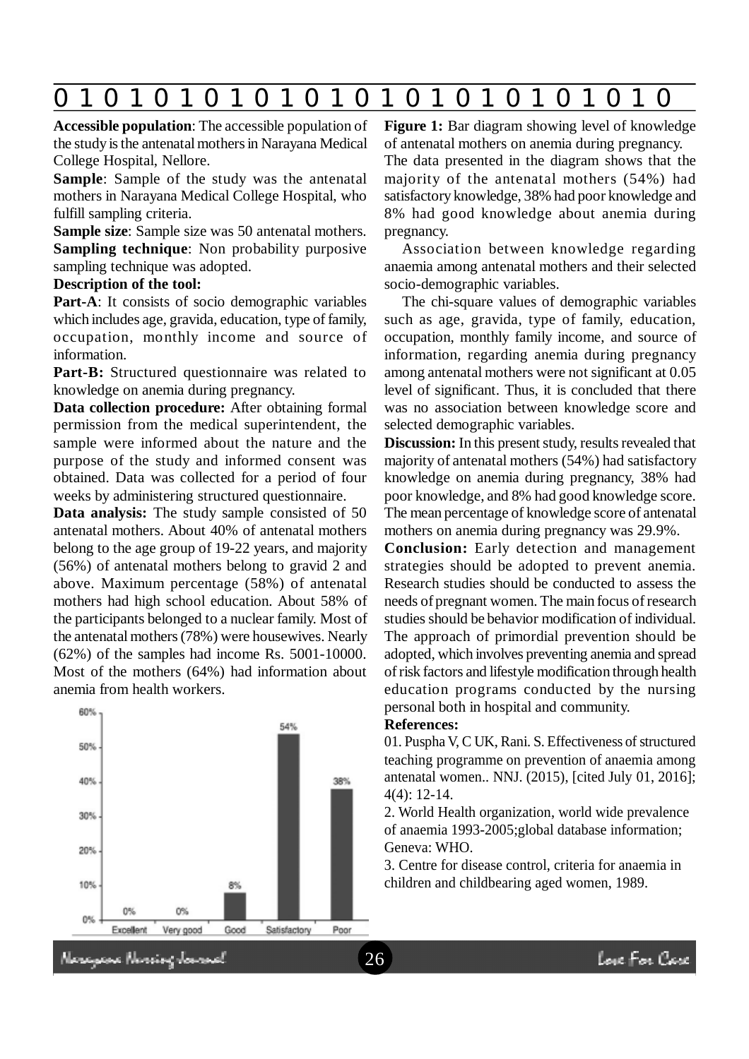**Accessible population**: The accessible population of the study is the antenatal mothers in Narayana Medical College Hospital, Nellore.

**Sample**: Sample of the study was the antenatal mothers in Narayana Medical College Hospital, who fulfill sampling criteria.

**Sample size**: Sample size was 50 antenatal mothers.

**Sampling technique**: Non probability purposive sampling technique was adopted.

**Description of the tool:**

**Part-A**: It consists of socio demographic variables which includes age, gravida, education, type of family, occupation, monthly income and source of information.

**Part-B:** Structured questionnaire was related to knowledge on anemia during pregnancy.

**Data collection procedure:** After obtaining formal permission from the medical superintendent, the sample were informed about the nature and the purpose of the study and informed consent was obtained. Data was collected for a period of four weeks by administering structured questionnaire.

**Data analysis:** The study sample consisted of 50 antenatal mothers. About 40% of antenatal mothers belong to the age group of 19-22 years, and majority (56%) of antenatal mothers belong to gravid 2 and above. Maximum percentage (58%) of antenatal mothers had high school education. About 58% of the participants belonged to a nuclear family. Most of the antenatal mothers (78%) were housewives. Nearly (62%) of the samples had income Rs. 5001-10000. Most of the mothers (64%) had information about anemia from health workers.

60%
50%
40%
30%
20%
10%
0%

0% Excellent
0% Very good
8% Good
54% Satisfactory
38% Poor

**Figure 1:** Bar diagram showing level of knowledge of antenatal mothers on anemia during pregnancy.

The data presented in the diagram shows that the majority of the antenatal mothers (54%) had satisfactory knowledge, 38% had poor knowledge and 8% had good knowledge about anemia during pregnancy.

Association between knowledge regarding anaemia among antenatal mothers and their selected socio-demographic variables.

The chi-square values of demographic variables such as age, gravida, type of family, education, occupation, monthly family income, and source of information, regarding anemia during pregnancy among antenatal mothers were not significant at 0.05 level of significant. Thus, it is concluded that there was no association between knowledge score and selected demographic variables.

**Discussion:** In this present study, results revealed that majority of antenatal mothers (54%) had satisfactory knowledge on anemia during pregnancy, 38% had poor knowledge, and 8% had good knowledge score. The mean percentage of knowledge score of antenatal mothers on anemia during pregnancy was 29.9%.

**Conclusion:** Early detection and management strategies should be adopted to prevent anemia. Research studies should be conducted to assess the needs of pregnant women. The main focus of research studies should be behavior modification of individual. The approach of primordial prevention should be adopted, which involves preventing anemia and spread of risk factors and lifestyle modification through health education programs conducted by the nursing personal both in hospital and community.

**References:**

01. Puspha V, C UK, Rani. S. Effectiveness of structured teaching programme on prevention of anaemia among antenatal women.. NNJ. (2015), [cited July 01, 2016]; 4(4): 12-14.

2. World Health organization, world wide prevalence of anaemia 1993-2005;global database information; Geneva: WHO.

3. Centre for disease control, criteria for anaemia in children and childbearing aged women, 1989.